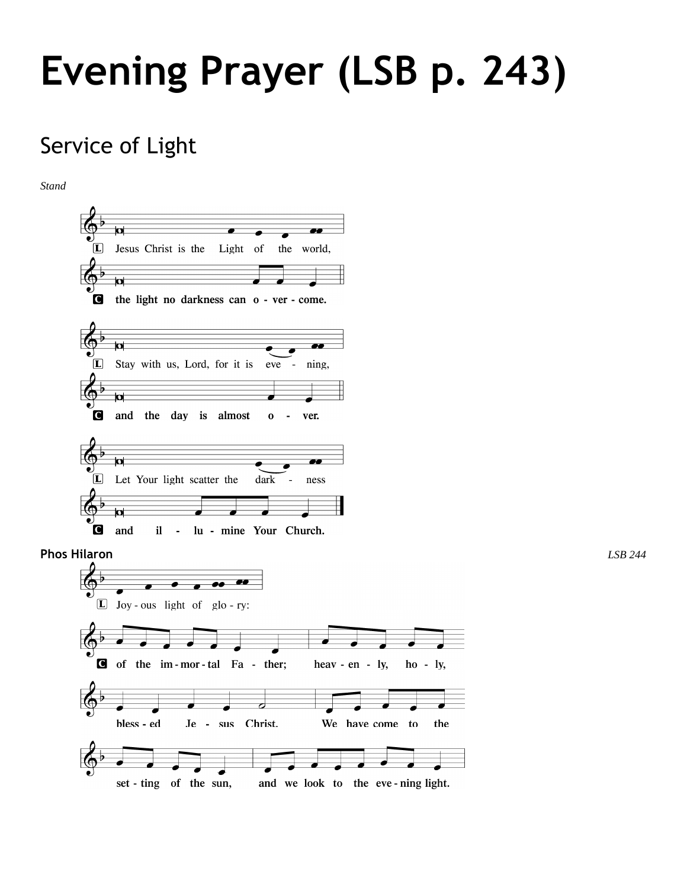# Evening Prayer (LSB p. 243)

## Service of Light

*Stand*

L Jesus Christ is the Light of the world,

**C the light no darkness can o - ver - come.**

L Stay with us, Lord, for it is eve - ning,

**C and the day is almost o - ver.**

L Let Your light scatter the dark - ness

**C and il - lu - mine Your Church.**

**Phos Hilaron** *LSB 244*

L Joy - ous light of glo - ry:

**C of the im - mor - tal Fa - ther; heav - en - ly, ho - ly, bless - ed Je - sus Christ. We have come to the set - ting of the sun, and we look to the eve - ning light.**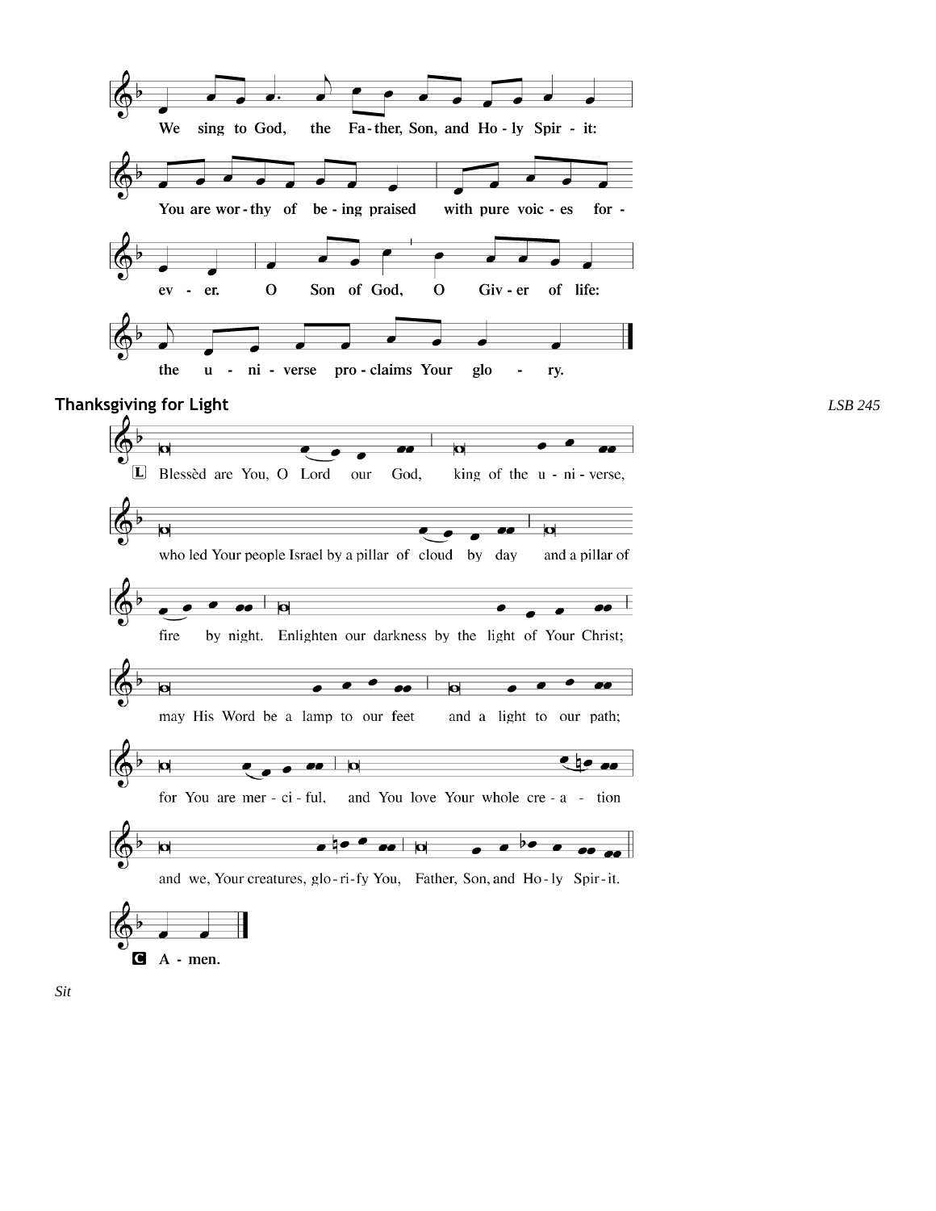We sing to God, the Fa - ther, Son, and Ho - ly Spir - it:

You are wor - thy of be - ing praised with pure voic - es for - ev - er.

O Son of God, O Giv - er of life:

the u - ni - verse pro - claims Your glo - ry.

**Thanksgiving for Light** *LSB 245*

L Blessèd are You, O Lord our God, king of the u - ni - verse,

who led Your people Israel by a pillar of cloud by day and a pillar of fire by night.

Enlighten our darkness by the light of Your Christ;

may His Word be a lamp to our feet and a light to our path;

for You are mer - ci - ful, and You love Your whole cre - a - tion

and we, Your creatures, glo - ri - fy You, Father, Son, and Ho - ly Spir - it.

C **A - men.**

*Sit*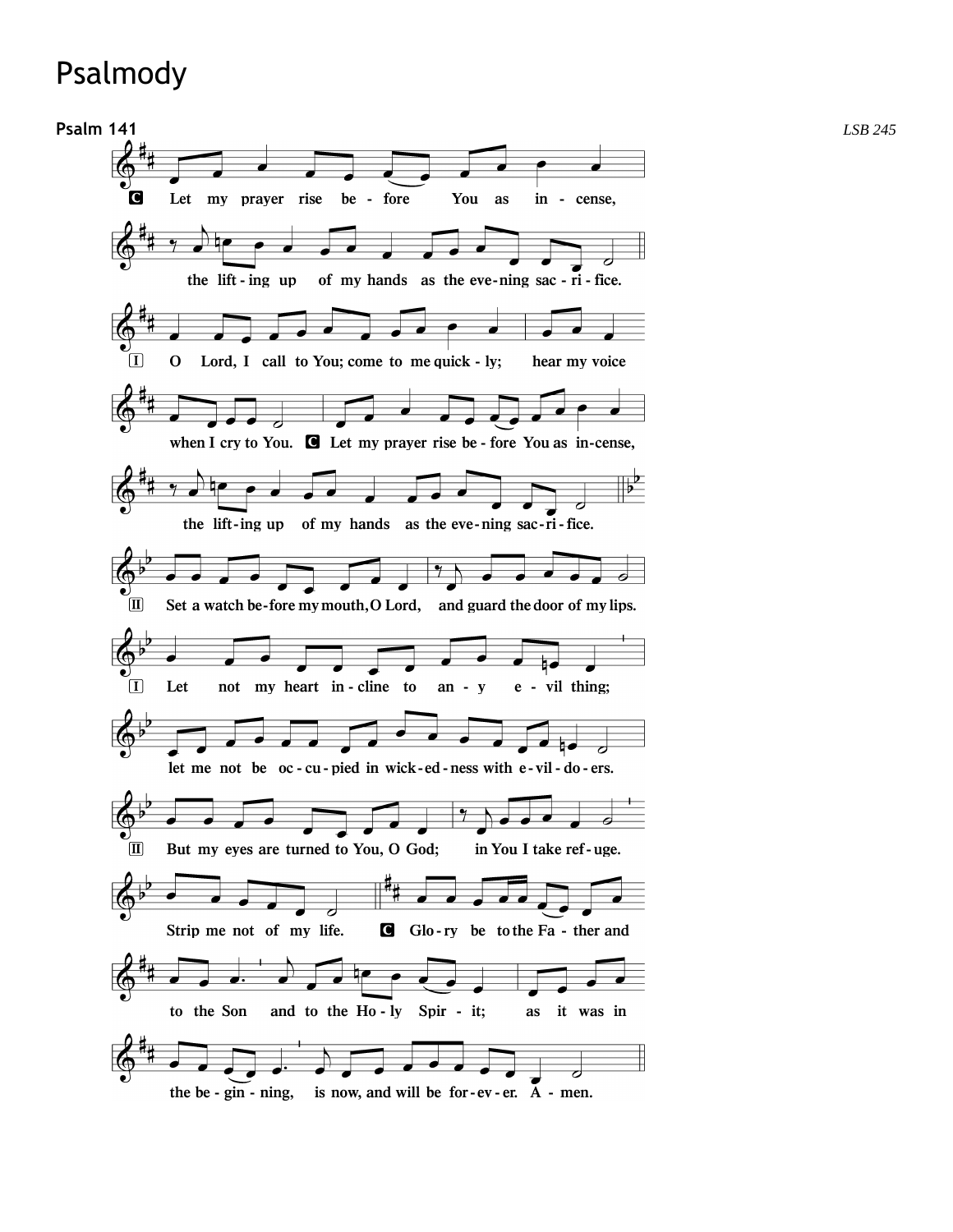# Psalmody

**Psalm 141** *LSB 245*

**C** Let my prayer rise before You as incense, the lifting up of my hands as the evening sacrifice.

**I** O Lord, I call to You; come to me quickly; hear my voice when I cry to You. **C** Let my prayer rise before You as incense, the lifting up of my hands as the evening sacrifice.

**II** Set a watch before my mouth, O Lord, and guard the door of my lips.

**I** Let not my heart incline to any evil thing; let me not be occupied in wickedness with evildoers.

**II** But my eyes are turned to You, O God; in You I take refuge. Strip me not of my life.

**C** Glory be to the Father and to the Son and to the Holy Spirit; as it was in the beginning, is now, and will be forever. Amen.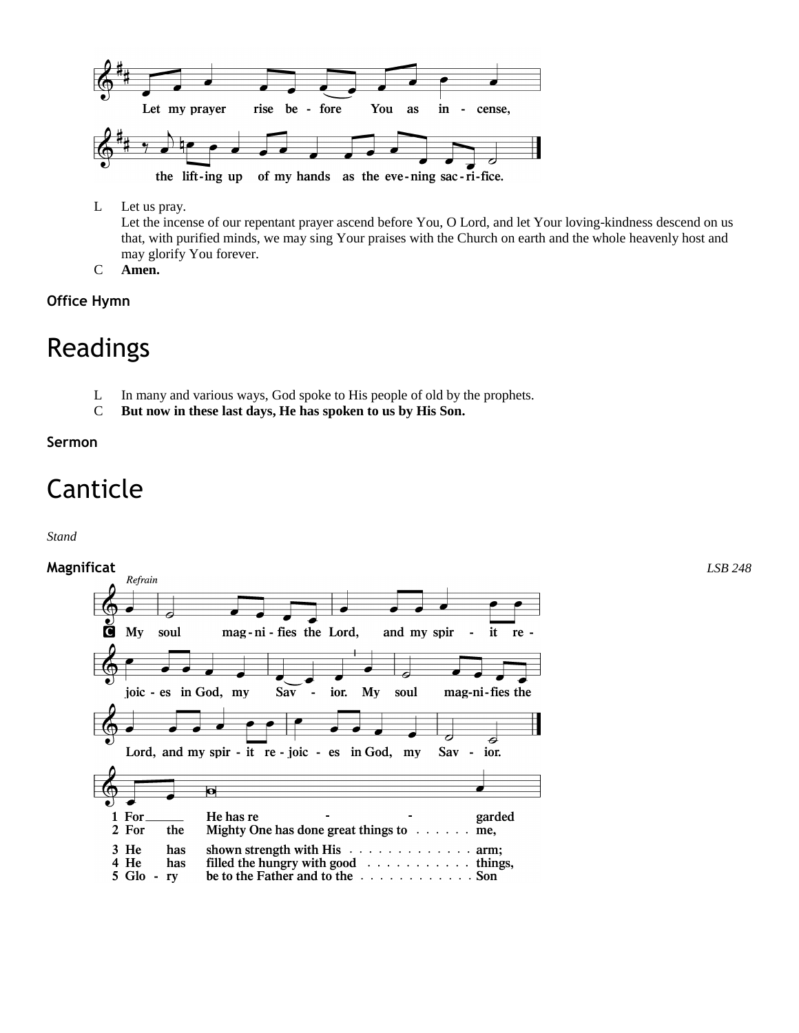Let my prayer rise before You as incense,
the lifting up of my hands as the evening sacrifice.

L Let us pray.
Let the incense of our repentant prayer ascend before You, O Lord, and let Your loving-kindness descend on us that, with purified minds, we may sing Your praises with the Church on earth and the whole heavenly host and may glorify You forever.

C **Amen.**

### Office Hymn

# Readings

L In many and various ways, God spoke to His people of old by the prophets.

C **But now in these last days, He has spoken to us by His Son.**

### Sermon

# Canticle

*Stand*

### Magnificat

*LSB 248*

*Refrain*

**C** My soul magnifies the Lord, and my spirit rejoices in God, my Savior. My soul magnifies the Lord, and my spirit rejoices in God, my Savior.

1 For He has regarded
2 For the Mighty One has done great things to me,
3 He has shown strength with His arm;
4 He has filled the hungry with good things,
5 Glory be to the Father and to the Son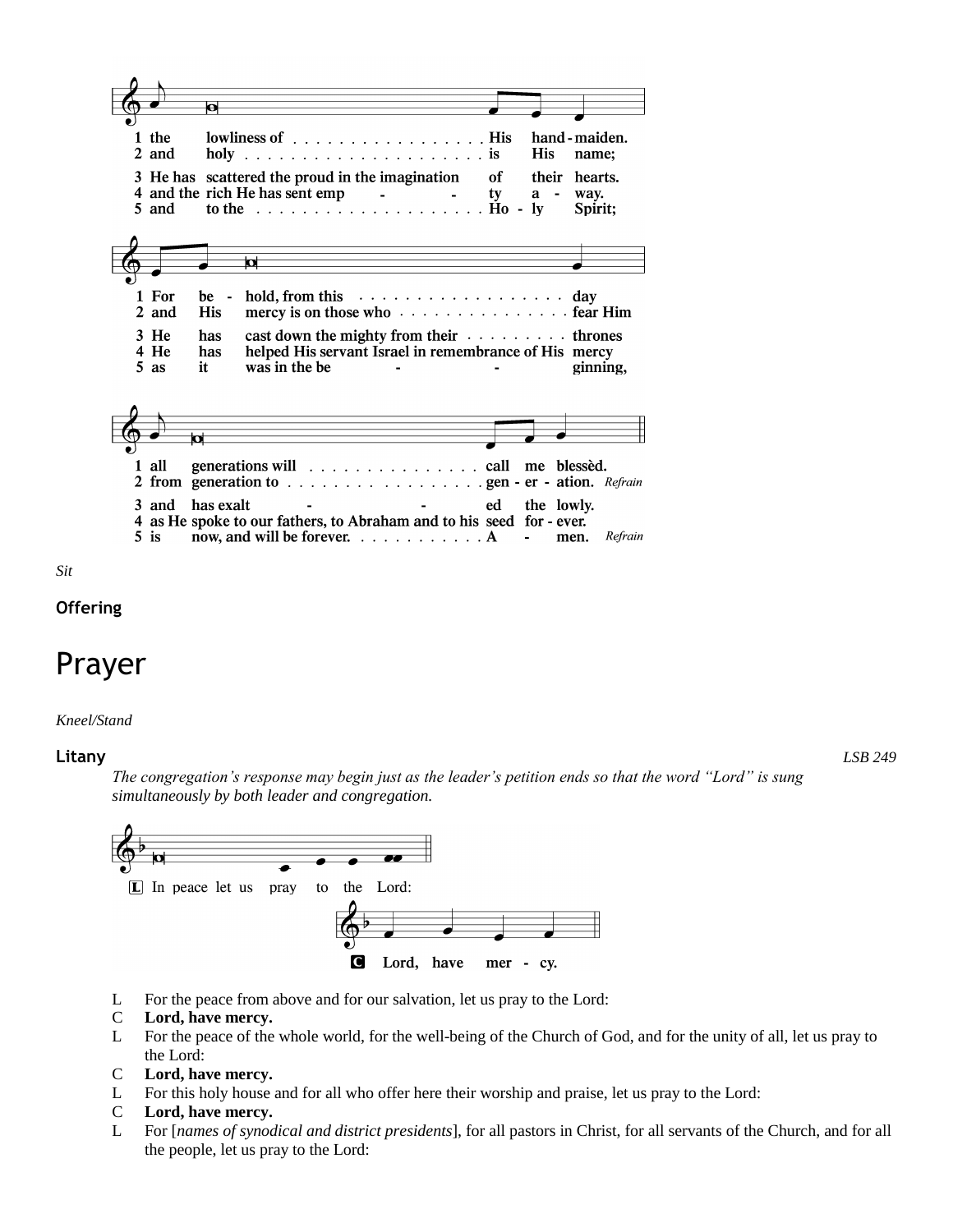1 the lowliness of . . . . . . . . . . . . . . . . . His hand-maiden.
2 and holy . . . . . . . . . . . . . . . . . . . . . . is His name;

3 He has scattered the proud in the imagination of their hearts.
4 and the rich He has sent emp - - ty a - way.
5 and to the . . . . . . . . . . . . . . . . . . . . Ho - ly Spirit;

1 For be - hold, from this . . . . . . . . . . . . . . . . . . day
2 and His mercy is on those who . . . . . . . . . . . . . . . fear Him

3 He has cast down the mighty from their . . . . . . . . . thrones
4 He has helped His servant Israel in remembrance of His mercy
5 as it was in the be - - ginning,

1 all generations will . . . . . . . . . . . . . . . call me blessèd.
2 from generation to . . . . . . . . . . . . . . . . . gen - er - ation. *Refrain*

3 and has exalt - - ed the lowly.
4 as He spoke to our fathers, to Abraham and to his seed for - ever.
5 is now, and will be forever. . . . . . . . . . . . A - men. *Refrain*

*Sit*

**Offering**

# Prayer

*Kneel/Stand*

**Litany** *LSB 249*

*The congregation's response may begin just as the leader's petition ends so that the word "Lord" is sung simultaneously by both leader and congregation.*

L In peace let us pray to the Lord:

C **Lord, have mer - cy.**

L For the peace from above and for our salvation, let us pray to the Lord:
C **Lord, have mercy.**
L For the peace of the whole world, for the well-being of the Church of God, and for the unity of all, let us pray to the Lord:
C **Lord, have mercy.**
L For this holy house and for all who offer here their worship and praise, let us pray to the Lord:
C **Lord, have mercy.**
L For [*names of synodical and district presidents*], for all pastors in Christ, for all servants of the Church, and for all the people, let us pray to the Lord: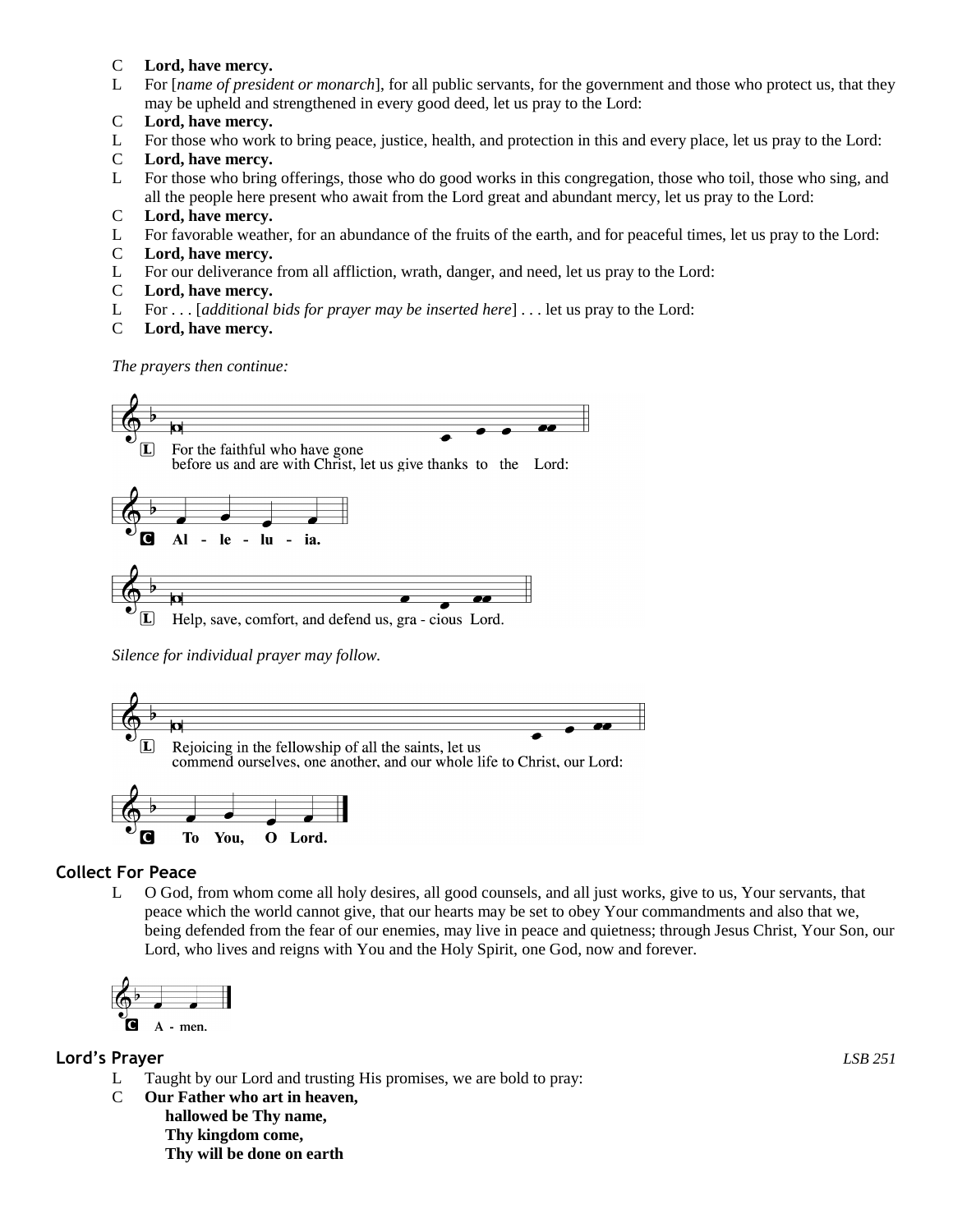C **Lord, have mercy.**

L For [*name of president or monarch*], for all public servants, for the government and those who protect us, that they may be upheld and strengthened in every good deed, let us pray to the Lord:

C **Lord, have mercy.**

L For those who work to bring peace, justice, health, and protection in this and every place, let us pray to the Lord:

C **Lord, have mercy.**

L For those who bring offerings, those who do good works in this congregation, those who toil, those who sing, and all the people here present who await from the Lord great and abundant mercy, let us pray to the Lord:

C **Lord, have mercy.**

L For favorable weather, for an abundance of the fruits of the earth, and for peaceful times, let us pray to the Lord:

C **Lord, have mercy.**

L For our deliverance from all affliction, wrath, danger, and need, let us pray to the Lord:

C **Lord, have mercy.**

L For . . . [*additional bids for prayer may be inserted here*] . . . let us pray to the Lord:

C **Lord, have mercy.**

*The prayers then continue:*

L For the faithful who have gone before us and are with Christ, let us give thanks to the Lord:

C **Al - le - lu - ia.**

L Help, save, comfort, and defend us, gra - cious Lord.

*Silence for individual prayer may follow.*

L Rejoicing in the fellowship of all the saints, let us commend ourselves, one another, and our whole life to Christ, our Lord:

C **To You, O Lord.**

## Collect For Peace

L O God, from whom come all holy desires, all good counsels, and all just works, give to us, Your servants, that peace which the world cannot give, that our hearts may be set to obey Your commandments and also that we, being defended from the fear of our enemies, may live in peace and quietness; through Jesus Christ, Your Son, our Lord, who lives and reigns with You and the Holy Spirit, one God, now and forever.

C **A - men.**

## Lord's Prayer

*LSB 251*

L Taught by our Lord and trusting His promises, we are bold to pray:

C **Our Father who art in heaven,**
**hallowed be Thy name,**
**Thy kingdom come,**
**Thy will be done on earth**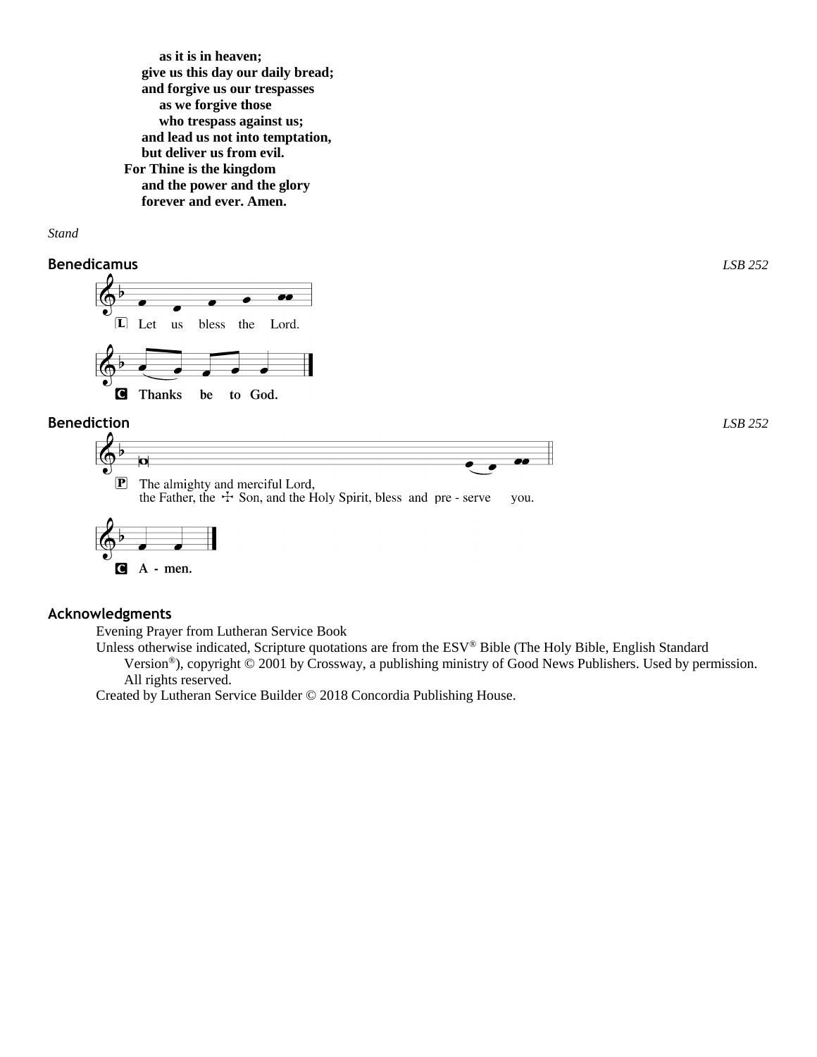**as it is in heaven;**
**give us this day our daily bread;**
**and forgive us our trespasses**
**as we forgive those**
**who trespass against us;**
**and lead us not into temptation,**
**but deliver us from evil.**
**For Thine is the kingdom**
**and the power and the glory**
**forever and ever. Amen.**

*Stand*

## Benedicamus

*LSB 252*

L Let us bless the Lord.

C **Thanks be to God.**

## Benediction

*LSB 252*

P The almighty and merciful Lord,
the Father, the ☩ Son, and the Holy Spirit, bless and pre - serve you.

C **A - men.**

## Acknowledgments

Evening Prayer from Lutheran Service Book

Unless otherwise indicated, Scripture quotations are from the ESV® Bible (The Holy Bible, English Standard Version®), copyright © 2001 by Crossway, a publishing ministry of Good News Publishers. Used by permission. All rights reserved.

Created by Lutheran Service Builder © 2018 Concordia Publishing House.